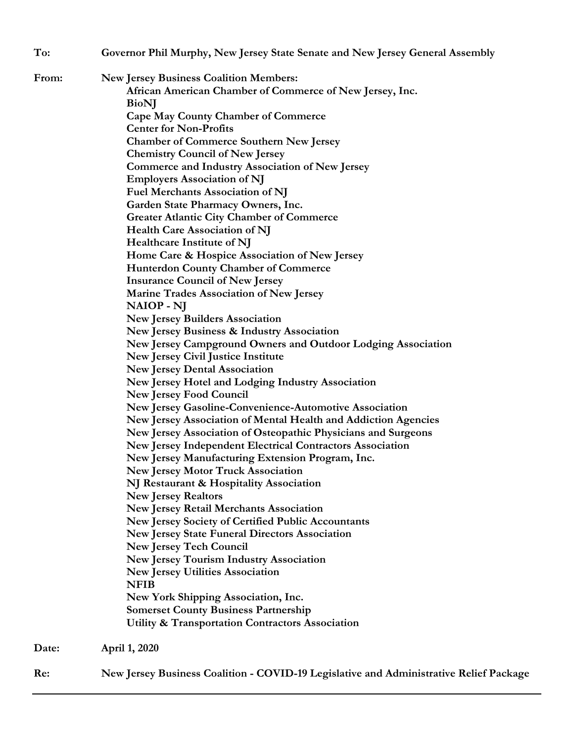**To:** **Governor Phil Murphy, New Jersey State Senate and New Jersey General Assembly**

**From:** **New Jersey Business Coalition Members:**

- **African American Chamber of Commerce of New Jersey, Inc.**
- **BioNJ**
- **Cape May County Chamber of Commerce**
- **Center for Non-Profits**
- **Chamber of Commerce Southern New Jersey**
- **Chemistry Council of New Jersey**
- **Commerce and Industry Association of New Jersey**
- **Employers Association of NJ**
- **Fuel Merchants Association of NJ**
- **Garden State Pharmacy Owners, Inc.**
- **Greater Atlantic City Chamber of Commerce**
- **Health Care Association of NJ**
- **Healthcare Institute of NJ**
- **Home Care & Hospice Association of New Jersey**
- **Hunterdon County Chamber of Commerce**
- **Insurance Council of New Jersey**
- **Marine Trades Association of New Jersey**
- **NAIOP - NJ**
- **New Jersey Builders Association**
- **New Jersey Business & Industry Association**
- **New Jersey Campground Owners and Outdoor Lodging Association**
- **New Jersey Civil Justice Institute**
- **New Jersey Dental Association**
- **New Jersey Hotel and Lodging Industry Association**
- **New Jersey Food Council**
- **New Jersey Gasoline-Convenience-Automotive Association**
- **New Jersey Association of Mental Health and Addiction Agencies**
- **New Jersey Association of Osteopathic Physicians and Surgeons**
- **New Jersey Independent Electrical Contractors Association**
- **New Jersey Manufacturing Extension Program, Inc.**
- **New Jersey Motor Truck Association**
- **NJ Restaurant & Hospitality Association**
- **New Jersey Realtors**
- **New Jersey Retail Merchants Association**
- **New Jersey Society of Certified Public Accountants**
- **New Jersey State Funeral Directors Association**
- **New Jersey Tech Council**
- **New Jersey Tourism Industry Association**
- **New Jersey Utilities Association**
- **NFIB**
- **New York Shipping Association, Inc.**
- **Somerset County Business Partnership**
- **Utility & Transportation Contractors Association**

**Date:** **April 1, 2020**

**Re:** **New Jersey Business Coalition - COVID-19 Legislative and Administrative Relief Package**

---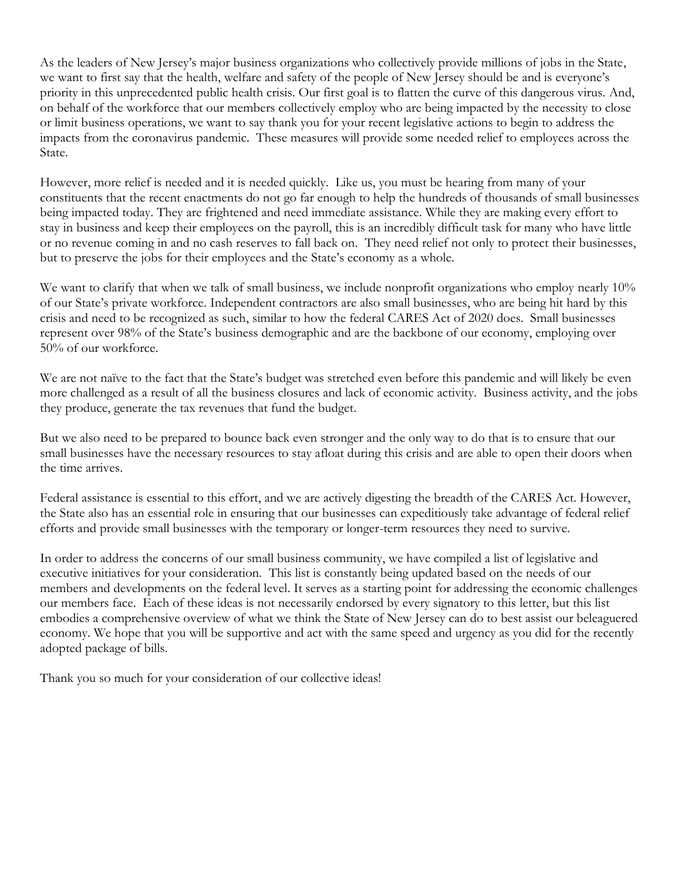As the leaders of New Jersey's major business organizations who collectively provide millions of jobs in the State, we want to first say that the health, welfare and safety of the people of New Jersey should be and is everyone's priority in this unprecedented public health crisis. Our first goal is to flatten the curve of this dangerous virus. And, on behalf of the workforce that our members collectively employ who are being impacted by the necessity to close or limit business operations, we want to say thank you for your recent legislative actions to begin to address the impacts from the coronavirus pandemic. These measures will provide some needed relief to employees across the State.

However, more relief is needed and it is needed quickly. Like us, you must be hearing from many of your constituents that the recent enactments do not go far enough to help the hundreds of thousands of small businesses being impacted today. They are frightened and need immediate assistance. While they are making every effort to stay in business and keep their employees on the payroll, this is an incredibly difficult task for many who have little or no revenue coming in and no cash reserves to fall back on. They need relief not only to protect their businesses, but to preserve the jobs for their employees and the State's economy as a whole.

We want to clarify that when we talk of small business, we include nonprofit organizations who employ nearly 10% of our State's private workforce. Independent contractors are also small businesses, who are being hit hard by this crisis and need to be recognized as such, similar to how the federal CARES Act of 2020 does. Small businesses represent over 98% of the State's business demographic and are the backbone of our economy, employing over 50% of our workforce.

We are not naïve to the fact that the State's budget was stretched even before this pandemic and will likely be even more challenged as a result of all the business closures and lack of economic activity. Business activity, and the jobs they produce, generate the tax revenues that fund the budget.

But we also need to be prepared to bounce back even stronger and the only way to do that is to ensure that our small businesses have the necessary resources to stay afloat during this crisis and are able to open their doors when the time arrives.

Federal assistance is essential to this effort, and we are actively digesting the breadth of the CARES Act. However, the State also has an essential role in ensuring that our businesses can expeditiously take advantage of federal relief efforts and provide small businesses with the temporary or longer-term resources they need to survive.

In order to address the concerns of our small business community, we have compiled a list of legislative and executive initiatives for your consideration. This list is constantly being updated based on the needs of our members and developments on the federal level. It serves as a starting point for addressing the economic challenges our members face. Each of these ideas is not necessarily endorsed by every signatory to this letter, but this list embodies a comprehensive overview of what we think the State of New Jersey can do to best assist our beleaguered economy. We hope that you will be supportive and act with the same speed and urgency as you did for the recently adopted package of bills.

Thank you so much for your consideration of our collective ideas!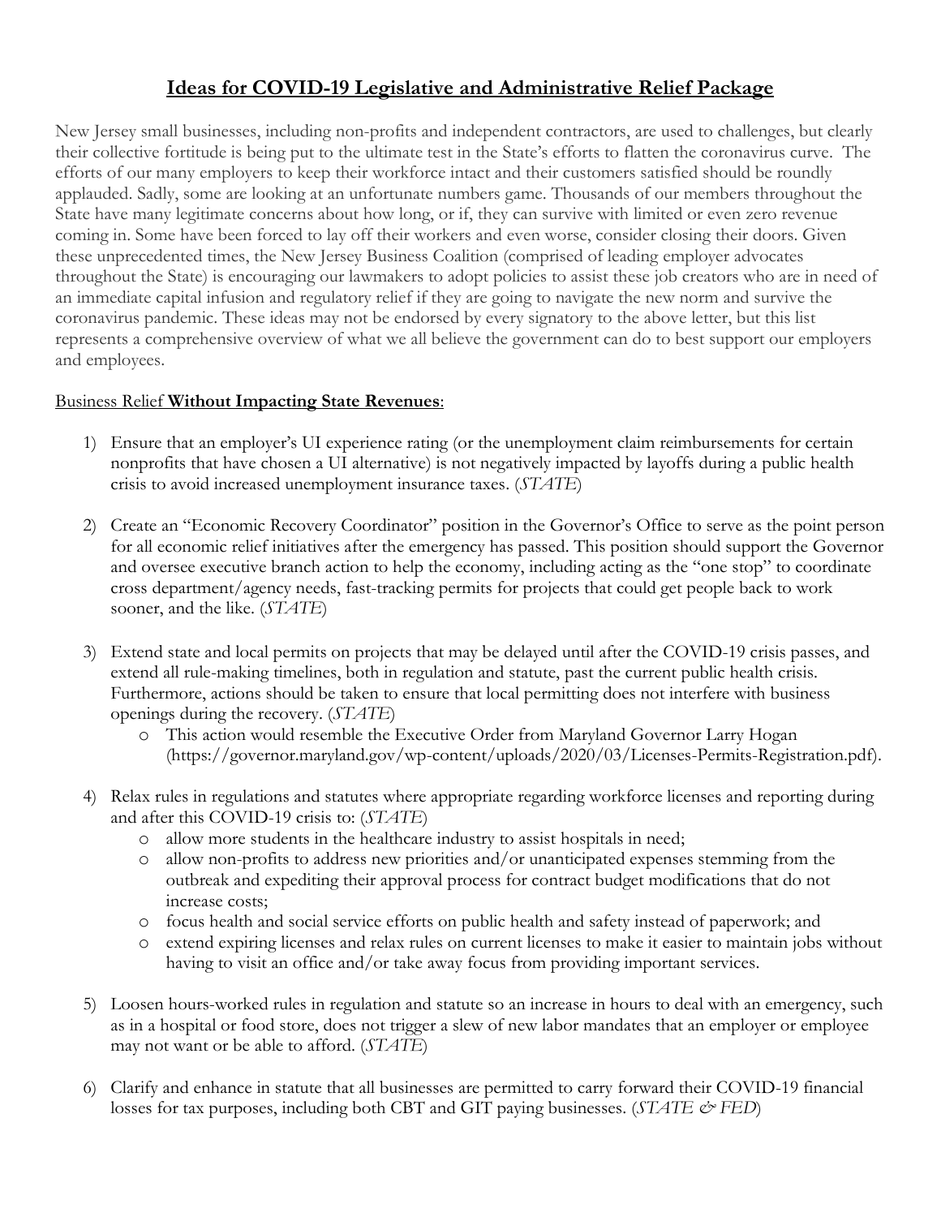# <u>Ideas for COVID-19 Legislative and Administrative Relief Package</u>

New Jersey small businesses, including non-profits and independent contractors, are used to challenges, but clearly their collective fortitude is being put to the ultimate test in the State's efforts to flatten the coronavirus curve. The efforts of our many employers to keep their workforce intact and their customers satisfied should be roundly applauded. Sadly, some are looking at an unfortunate numbers game. Thousands of our members throughout the State have many legitimate concerns about how long, or if, they can survive with limited or even zero revenue coming in. Some have been forced to lay off their workers and even worse, consider closing their doors. Given these unprecedented times, the New Jersey Business Coalition (comprised of leading employer advocates throughout the State) is encouraging our lawmakers to adopt policies to assist these job creators who are in need of an immediate capital infusion and regulatory relief if they are going to navigate the new norm and survive the coronavirus pandemic. These ideas may not be endorsed by every signatory to the above letter, but this list represents a comprehensive overview of what we all believe the government can do to best support our employers and employees.

<u>Business Relief **Without Impacting State Revenues**</u>:

1) Ensure that an employer's UI experience rating (or the unemployment claim reimbursements for certain nonprofits that have chosen a UI alternative) is not negatively impacted by layoffs during a public health crisis to avoid increased unemployment insurance taxes. (*STATE*)

2) Create an "Economic Recovery Coordinator" position in the Governor's Office to serve as the point person for all economic relief initiatives after the emergency has passed. This position should support the Governor and oversee executive branch action to help the economy, including acting as the "one stop" to coordinate cross department/agency needs, fast-tracking permits for projects that could get people back to work sooner, and the like. (*STATE*)

3) Extend state and local permits on projects that may be delayed until after the COVID-19 crisis passes, and extend all rule-making timelines, both in regulation and statute, past the current public health crisis. Furthermore, actions should be taken to ensure that local permitting does not interfere with business openings during the recovery. (*STATE*)
   - This action would resemble the Executive Order from Maryland Governor Larry Hogan (https://governor.maryland.gov/wp-content/uploads/2020/03/Licenses-Permits-Registration.pdf).

4) Relax rules in regulations and statutes where appropriate regarding workforce licenses and reporting during and after this COVID-19 crisis to: (*STATE*)
   - allow more students in the healthcare industry to assist hospitals in need;
   - allow non-profits to address new priorities and/or unanticipated expenses stemming from the outbreak and expediting their approval process for contract budget modifications that do not increase costs;
   - focus health and social service efforts on public health and safety instead of paperwork; and
   - extend expiring licenses and relax rules on current licenses to make it easier to maintain jobs without having to visit an office and/or take away focus from providing important services.

5) Loosen hours-worked rules in regulation and statute so an increase in hours to deal with an emergency, such as in a hospital or food store, does not trigger a slew of new labor mandates that an employer or employee may not want or be able to afford. (*STATE*)

6) Clarify and enhance in statute that all businesses are permitted to carry forward their COVID-19 financial losses for tax purposes, including both CBT and GIT paying businesses. (*STATE & FED*)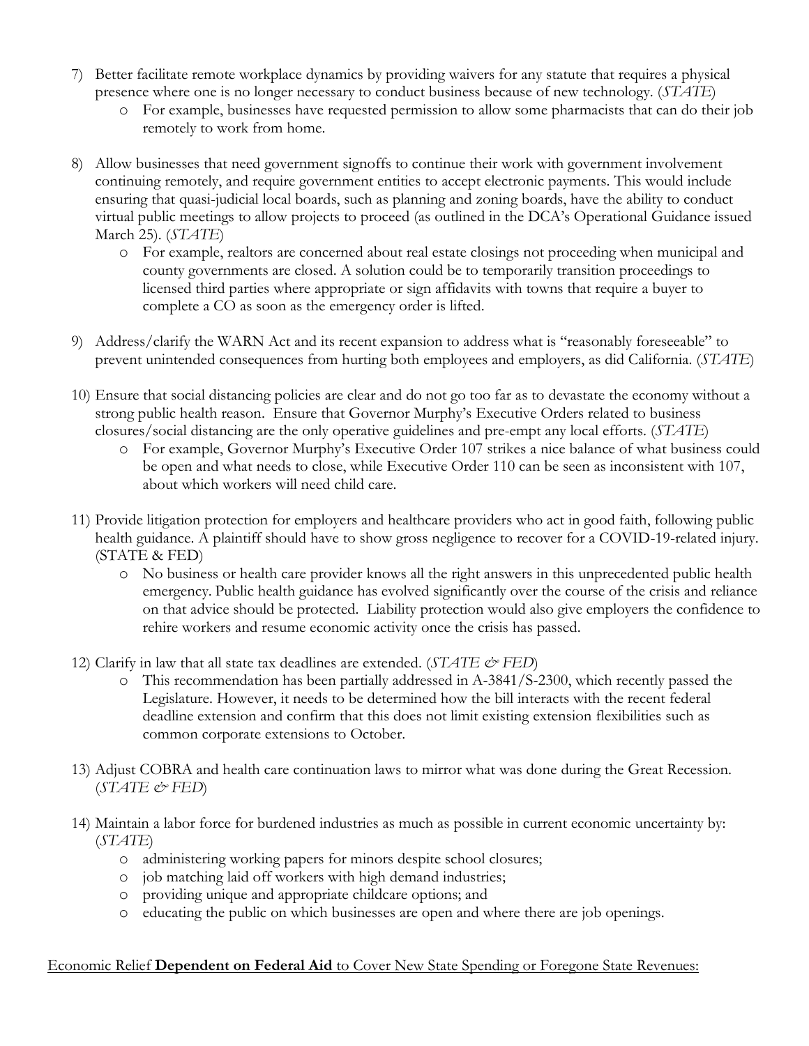7) Better facilitate remote workplace dynamics by providing waivers for any statute that requires a physical presence where one is no longer necessary to conduct business because of new technology. (*STATE*)
   - For example, businesses have requested permission to allow some pharmacists that can do their job remotely to work from home.

8) Allow businesses that need government signoffs to continue their work with government involvement continuing remotely, and require government entities to accept electronic payments. This would include ensuring that quasi-judicial local boards, such as planning and zoning boards, have the ability to conduct virtual public meetings to allow projects to proceed (as outlined in the DCA's Operational Guidance issued March 25). (*STATE*)
   - For example, realtors are concerned about real estate closings not proceeding when municipal and county governments are closed. A solution could be to temporarily transition proceedings to licensed third parties where appropriate or sign affidavits with towns that require a buyer to complete a CO as soon as the emergency order is lifted.

9) Address/clarify the WARN Act and its recent expansion to address what is "reasonably foreseeable" to prevent unintended consequences from hurting both employees and employers, as did California. (*STATE*)

10) Ensure that social distancing policies are clear and do not go too far as to devastate the economy without a strong public health reason. Ensure that Governor Murphy's Executive Orders related to business closures/social distancing are the only operative guidelines and pre-empt any local efforts. (*STATE*)
    - For example, Governor Murphy's Executive Order 107 strikes a nice balance of what business could be open and what needs to close, while Executive Order 110 can be seen as inconsistent with 107, about which workers will need child care.

11) Provide litigation protection for employers and healthcare providers who act in good faith, following public health guidance. A plaintiff should have to show gross negligence to recover for a COVID-19-related injury. (STATE & FED)
    - No business or health care provider knows all the right answers in this unprecedented public health emergency. Public health guidance has evolved significantly over the course of the crisis and reliance on that advice should be protected. Liability protection would also give employers the confidence to rehire workers and resume economic activity once the crisis has passed.

12) Clarify in law that all state tax deadlines are extended. (*STATE & FED*)
    - This recommendation has been partially addressed in A-3841/S-2300, which recently passed the Legislature. However, it needs to be determined how the bill interacts with the recent federal deadline extension and confirm that this does not limit existing extension flexibilities such as common corporate extensions to October.

13) Adjust COBRA and health care continuation laws to mirror what was done during the Great Recession. (*STATE & FED*)

14) Maintain a labor force for burdened industries as much as possible in current economic uncertainty by: (*STATE*)
    - administering working papers for minors despite school closures;
    - job matching laid off workers with high demand industries;
    - providing unique and appropriate childcare options; and
    - educating the public on which businesses are open and where there are job openings.

<u>Economic Relief **Dependent on Federal Aid** to Cover New State Spending or Foregone State Revenues:</u>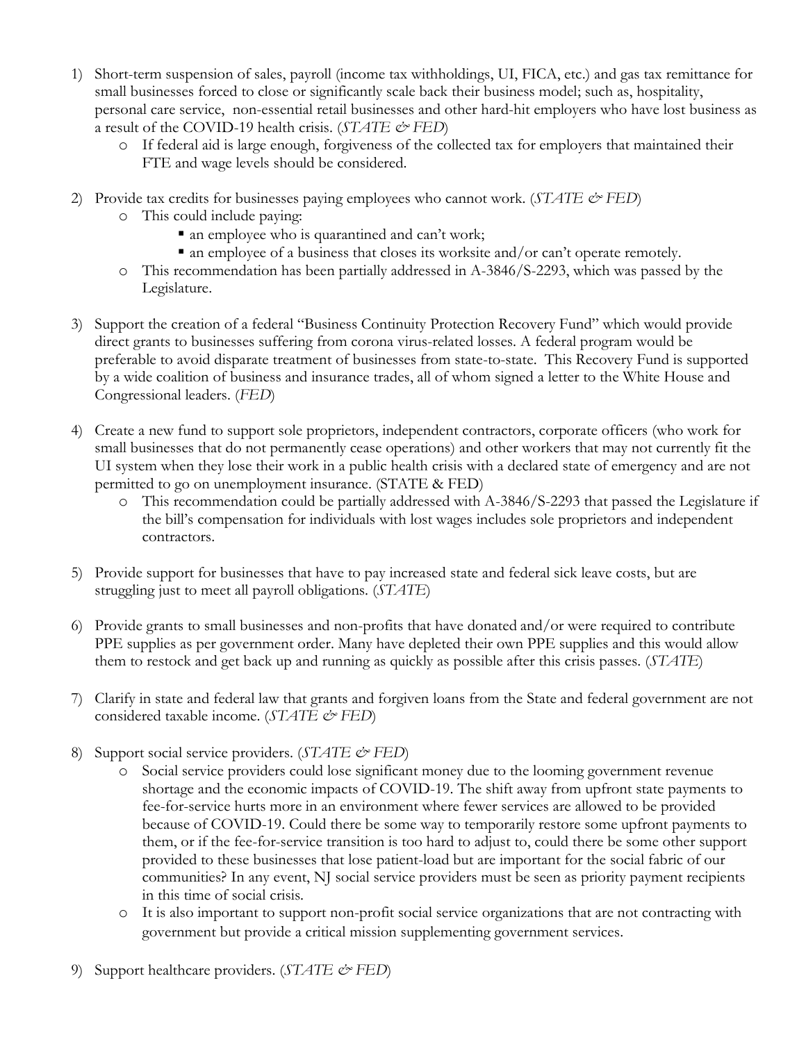1) Short-term suspension of sales, payroll (income tax withholdings, UI, FICA, etc.) and gas tax remittance for small businesses forced to close or significantly scale back their business model; such as, hospitality, personal care service, non-essential retail businesses and other hard-hit employers who have lost business as a result of the COVID-19 health crisis. (*STATE & FED*)
    - If federal aid is large enough, forgiveness of the collected tax for employers that maintained their FTE and wage levels should be considered.

2) Provide tax credits for businesses paying employees who cannot work. (*STATE & FED*)
    - This could include paying:
        - an employee who is quarantined and can't work;
        - an employee of a business that closes its worksite and/or can't operate remotely.
    - This recommendation has been partially addressed in A-3846/S-2293, which was passed by the Legislature.

3) Support the creation of a federal "Business Continuity Protection Recovery Fund" which would provide direct grants to businesses suffering from corona virus-related losses. A federal program would be preferable to avoid disparate treatment of businesses from state-to-state. This Recovery Fund is supported by a wide coalition of business and insurance trades, all of whom signed a letter to the White House and Congressional leaders. (*FED*)

4) Create a new fund to support sole proprietors, independent contractors, corporate officers (who work for small businesses that do not permanently cease operations) and other workers that may not currently fit the UI system when they lose their work in a public health crisis with a declared state of emergency and are not permitted to go on unemployment insurance. (STATE & FED)
    - This recommendation could be partially addressed with A-3846/S-2293 that passed the Legislature if the bill's compensation for individuals with lost wages includes sole proprietors and independent contractors.

5) Provide support for businesses that have to pay increased state and federal sick leave costs, but are struggling just to meet all payroll obligations. (*STATE*)

6) Provide grants to small businesses and non-profits that have donated and/or were required to contribute PPE supplies as per government order. Many have depleted their own PPE supplies and this would allow them to restock and get back up and running as quickly as possible after this crisis passes. (*STATE*)

7) Clarify in state and federal law that grants and forgiven loans from the State and federal government are not considered taxable income. (*STATE & FED*)

8) Support social service providers. (*STATE & FED*)
    - Social service providers could lose significant money due to the looming government revenue shortage and the economic impacts of COVID-19. The shift away from upfront state payments to fee-for-service hurts more in an environment where fewer services are allowed to be provided because of COVID-19. Could there be some way to temporarily restore some upfront payments to them, or if the fee-for-service transition is too hard to adjust to, could there be some other support provided to these businesses that lose patient-load but are important for the social fabric of our communities? In any event, NJ social service providers must be seen as priority payment recipients in this time of social crisis.
    - It is also important to support non-profit social service organizations that are not contracting with government but provide a critical mission supplementing government services.

9) Support healthcare providers. (*STATE & FED*)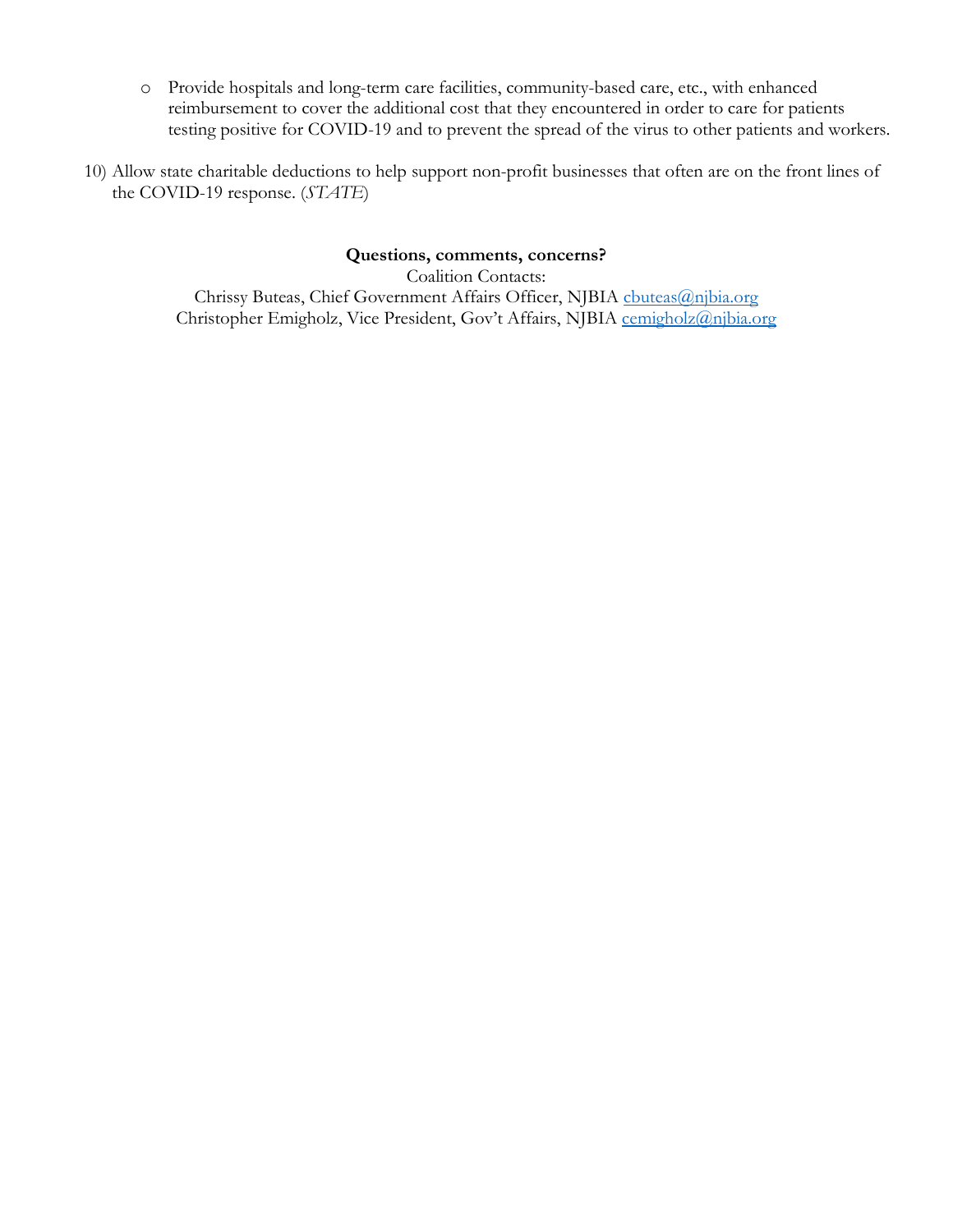- Provide hospitals and long-term care facilities, community-based care, etc., with enhanced reimbursement to cover the additional cost that they encountered in order to care for patients testing positive for COVID-19 and to prevent the spread of the virus to other patients and workers.

10) Allow state charitable deductions to help support non-profit businesses that often are on the front lines of the COVID-19 response. (*STATE*)

**Questions, comments, concerns?**

Coalition Contacts:

Chrissy Buteas, Chief Government Affairs Officer, NJBIA cbuteas@njbia.org

Christopher Emigholz, Vice President, Gov't Affairs, NJBIA cemigholz@njbia.org